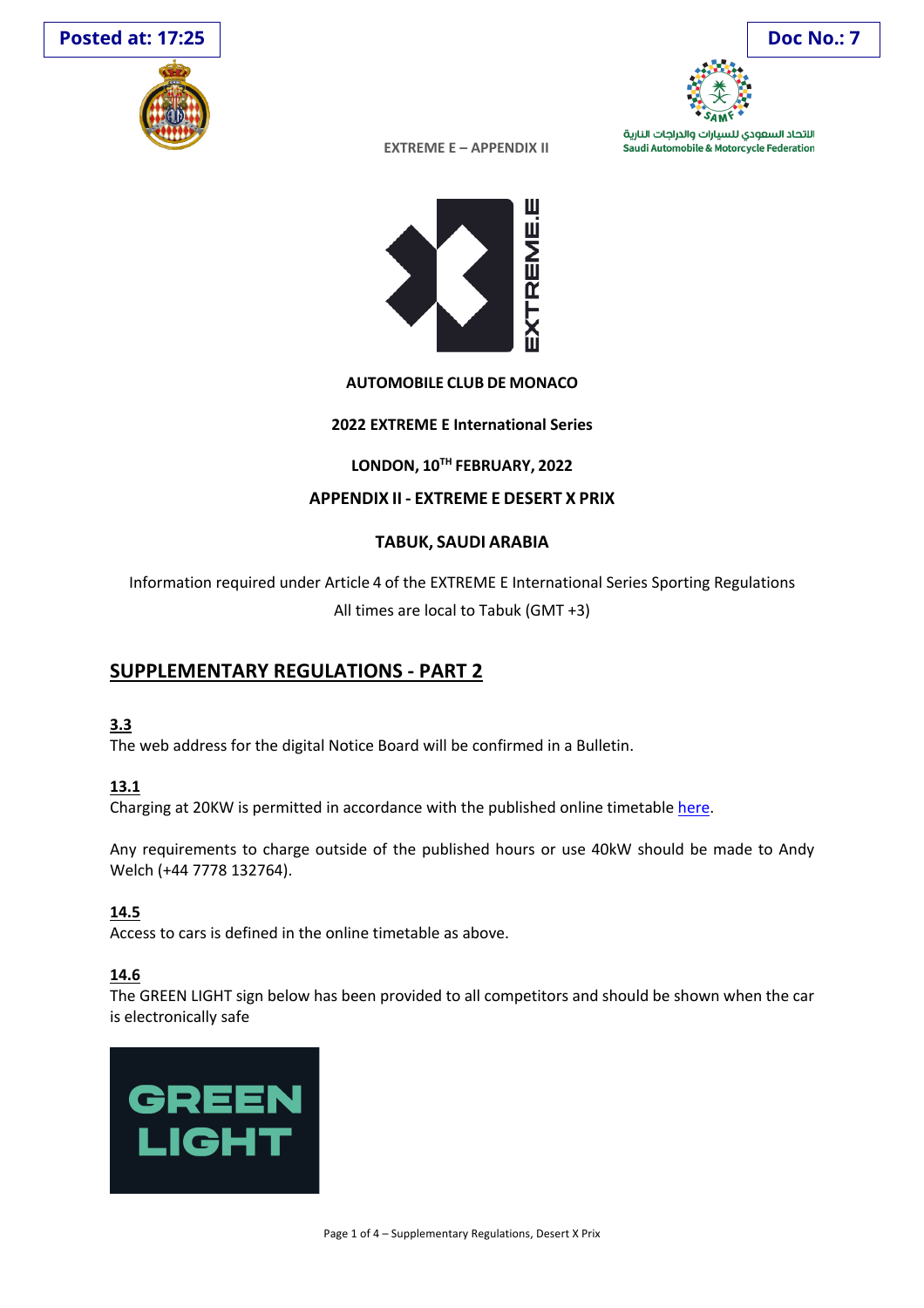Posted at: 17:25

Doc No.: 7

EXTREME E – APPENDIX II

**AUTOMOBILE CLUB DE MONACO**

**2022 EXTREME E International Series**

**LONDON, 10TH FEBRUARY, 2022**

**APPENDIX II - EXTREME E DESERT X PRIX**

**TABUK, SAUDI ARABIA**

Information required under Article 4 of the EXTREME E International Series Sporting Regulations

All times are local to Tabuk (GMT +3)

## SUPPLEMENTARY REGULATIONS - PART 2

**3.3**

The web address for the digital Notice Board will be confirmed in a Bulletin.

**13.1**

Charging at 20KW is permitted in accordance with the published online timetable here.

Any requirements to charge outside of the published hours or use 40kW should be made to Andy Welch (+44 7778 132764).

**14.5**

Access to cars is defined in the online timetable as above.

**14.6**

The GREEN LIGHT sign below has been provided to all competitors and should be shown when the car is electronically safe

GREEN LIGHT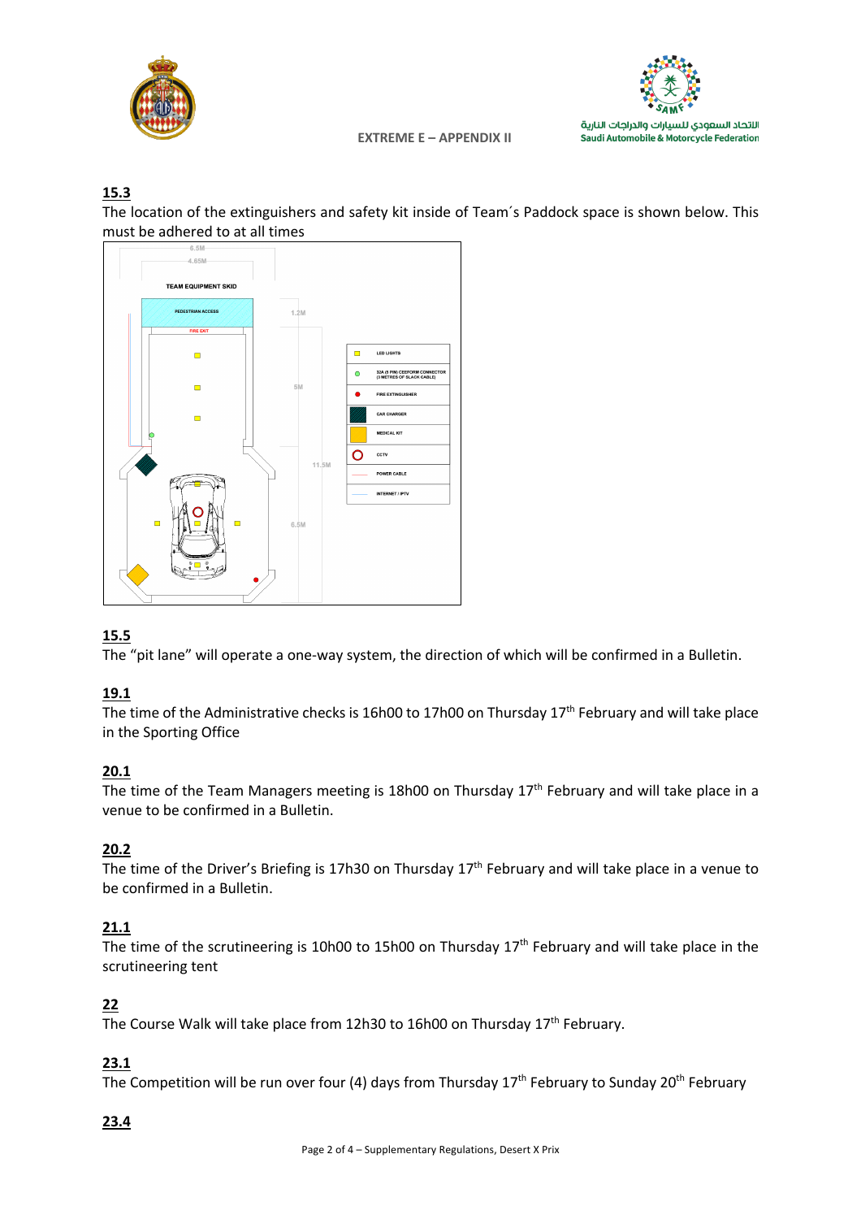## 15.3

The location of the extinguishers and safety kit inside of Team´s Paddock space is shown below. This must be adhered to at all times

## 15.5

The “pit lane” will operate a one-way system, the direction of which will be confirmed in a Bulletin.

## 19.1

The time of the Administrative checks is 16h00 to 17h00 on Thursday 17th February and will take place in the Sporting Office

## 20.1

The time of the Team Managers meeting is 18h00 on Thursday 17th February and will take place in a venue to be confirmed in a Bulletin.

## 20.2

The time of the Driver’s Briefing is 17h30 on Thursday 17th February and will take place in a venue to be confirmed in a Bulletin.

## 21.1

The time of the scrutineering is 10h00 to 15h00 on Thursday 17th February and will take place in the scrutineering tent

## 22

The Course Walk will take place from 12h30 to 16h00 on Thursday 17th February.

## 23.1

The Competition will be run over four (4) days from Thursday 17th February to Sunday 20th February

## 23.4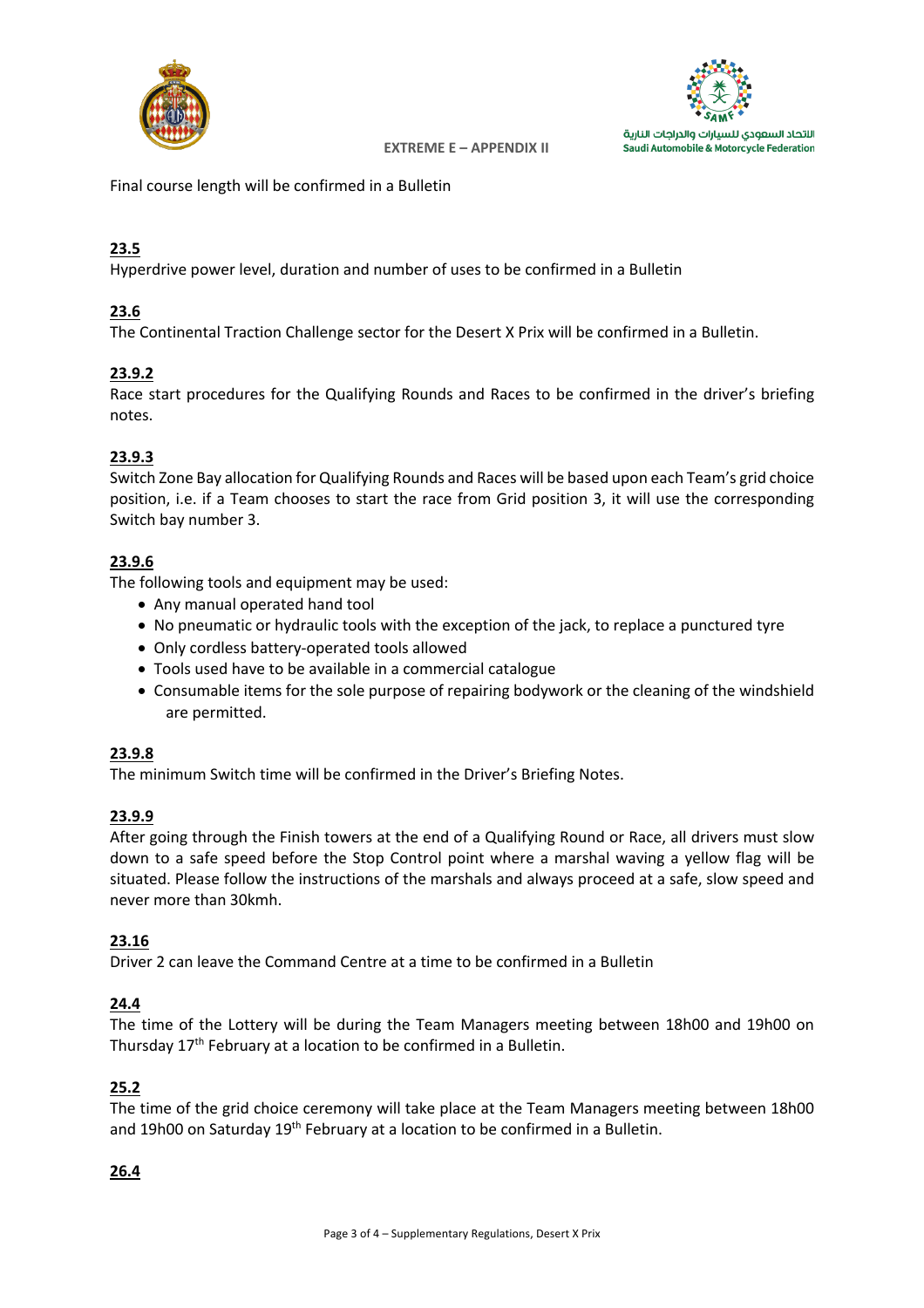Final course length will be confirmed in a Bulletin

**23.5**

Hyperdrive power level, duration and number of uses to be confirmed in a Bulletin

**23.6**

The Continental Traction Challenge sector for the Desert X Prix will be confirmed in a Bulletin.

**23.9.2**

Race start procedures for the Qualifying Rounds and Races to be confirmed in the driver's briefing notes.

**23.9.3**

Switch Zone Bay allocation for Qualifying Rounds and Races will be based upon each Team's grid choice position, i.e. if a Team chooses to start the race from Grid position 3, it will use the corresponding Switch bay number 3.

**23.9.6**

The following tools and equipment may be used:

- Any manual operated hand tool
- No pneumatic or hydraulic tools with the exception of the jack, to replace a punctured tyre
- Only cordless battery-operated tools allowed
- Tools used have to be available in a commercial catalogue
- Consumable items for the sole purpose of repairing bodywork or the cleaning of the windshield are permitted.

**23.9.8**

The minimum Switch time will be confirmed in the Driver's Briefing Notes.

**23.9.9**

After going through the Finish towers at the end of a Qualifying Round or Race, all drivers must slow down to a safe speed before the Stop Control point where a marshal waving a yellow flag will be situated. Please follow the instructions of the marshals and always proceed at a safe, slow speed and never more than 30kmh.

**23.16**

Driver 2 can leave the Command Centre at a time to be confirmed in a Bulletin

**24.4**

The time of the Lottery will be during the Team Managers meeting between 18h00 and 19h00 on Thursday 17th February at a location to be confirmed in a Bulletin.

**25.2**

The time of the grid choice ceremony will take place at the Team Managers meeting between 18h00 and 19h00 on Saturday 19th February at a location to be confirmed in a Bulletin.

**26.4**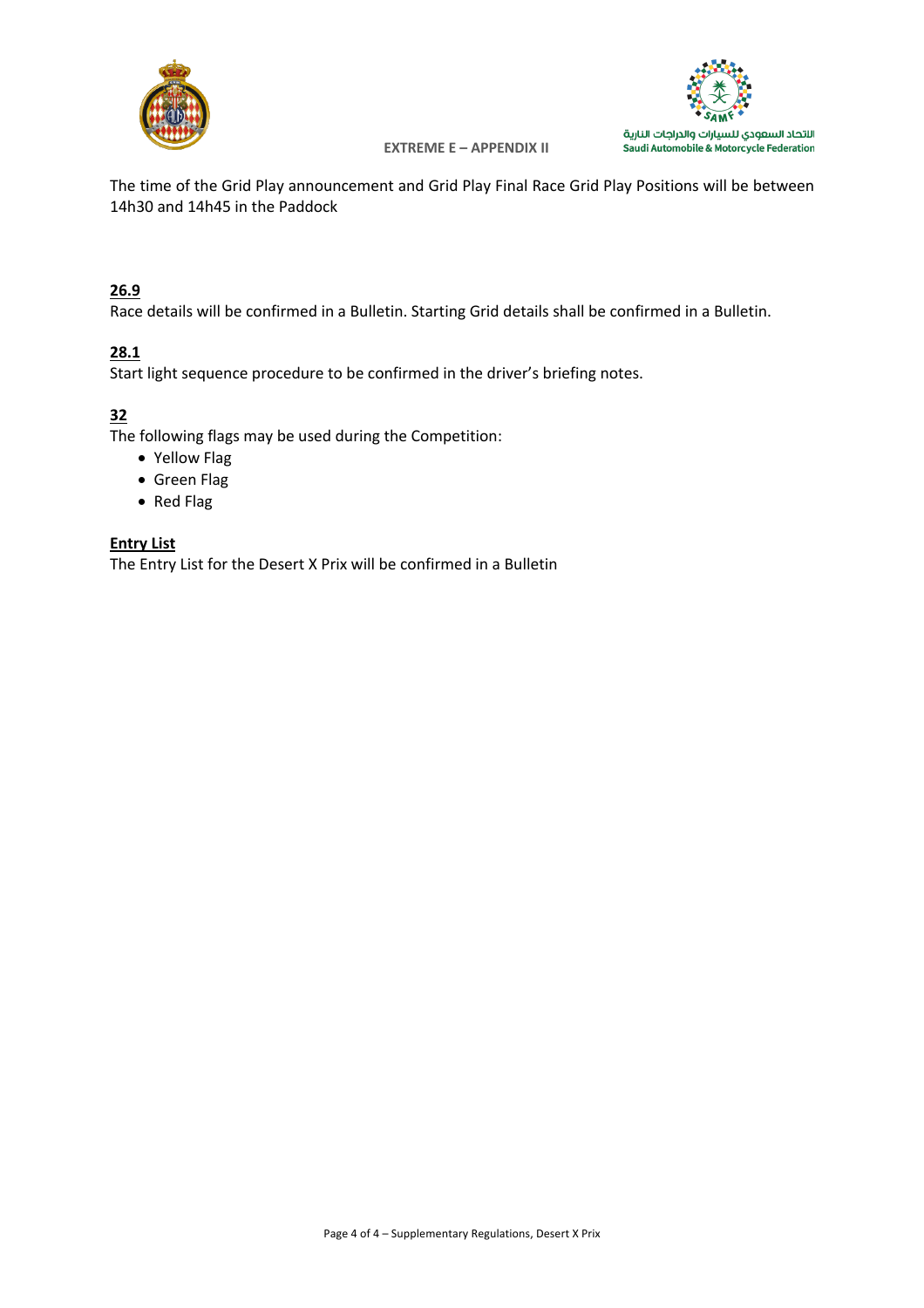The time of the Grid Play announcement and Grid Play Final Race Grid Play Positions will be between 14h30 and 14h45 in the Paddock

**26.9**

Race details will be confirmed in a Bulletin. Starting Grid details shall be confirmed in a Bulletin.

**28.1**

Start light sequence procedure to be confirmed in the driver's briefing notes.

**32**

The following flags may be used during the Competition:

- Yellow Flag
- Green Flag
- Red Flag

**Entry List**

The Entry List for the Desert X Prix will be confirmed in a Bulletin